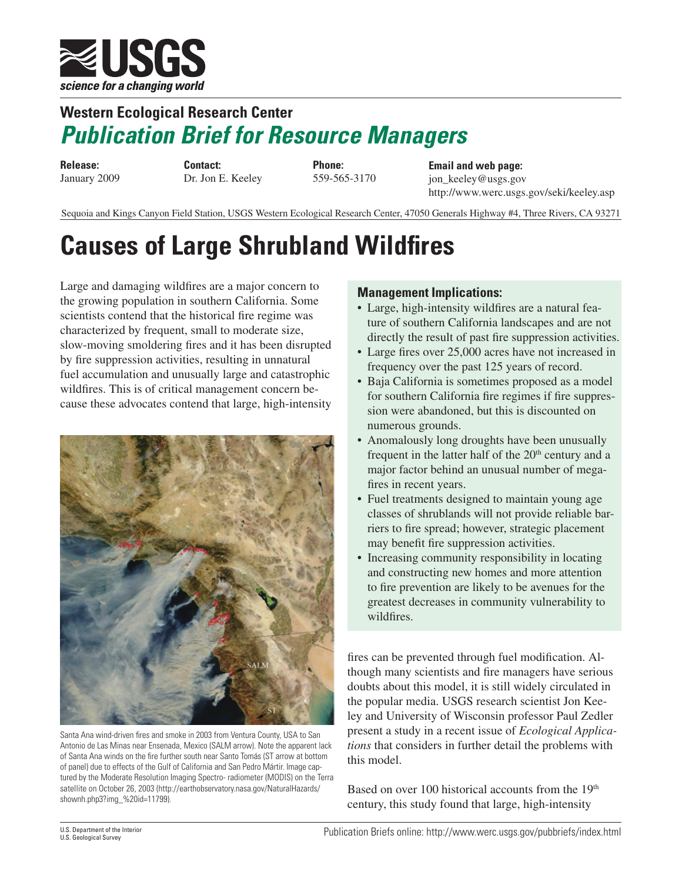USGS
*science for a changing world*

## Western Ecological Research Center
## *Publication Brief for Resource Managers*

**Release:** January 2009

**Contact:** Dr. Jon E. Keeley

**Phone:** 559-565-3170

**Email and web page:** jon_keeley@usgs.gov http://www.werc.usgs.gov/seki/keeley.asp

Sequoia and Kings Canyon Field Station, USGS Western Ecological Research Center, 47050 Generals Highway #4, Three Rivers, CA 93271

# Causes of Large Shrubland Wildfires

Large and damaging wildfires are a major concern to the growing population in southern California. Some scientists contend that the historical fire regime was characterized by frequent, small to moderate size, slow-moving smoldering fires and it has been disrupted by fire suppression activities, resulting in unnatural fuel accumulation and unusually large and catastrophic wildfires. This is of critical management concern because these advocates contend that large, high-intensity fires can be prevented through fuel modification. Although many scientists and fire managers have serious doubts about this model, it is still widely circulated in the popular media. USGS research scientist Jon Keeley and University of Wisconsin professor Paul Zedler present a study in a recent issue of *Ecological Applications* that considers in further detail the problems with this model.

Santa Ana wind-driven fires and smoke in 2003 from Ventura County, USA to San Antonio de Las Minas near Ensenada, Mexico (SALM arrow). Note the apparent lack of Santa Ana winds on the fire further south near Santo Tomás (ST arrow at bottom of panel) due to effects of the Gulf of California and San Pedro Mártir. Image captured by the Moderate Resolution Imaging Spectro- radiometer (MODIS) on the Terra satellite on October 26, 2003 (http://earthobservatory.nasa.gov/NaturalHazards/shownh.php3?img_%20id=11799).

### Management Implications:

- Large, high-intensity wildfires are a natural feature of southern California landscapes and are not directly the result of past fire suppression activities.
- Large fires over 25,000 acres have not increased in frequency over the past 125 years of record.
- Baja California is sometimes proposed as a model for southern California fire regimes if fire suppression were abandoned, but this is discounted on numerous grounds.
- Anomalously long droughts have been unusually frequent in the latter half of the 20th century and a major factor behind an unusual number of megafires in recent years.
- Fuel treatments designed to maintain young age classes of shrublands will not provide reliable barriers to fire spread; however, strategic placement may benefit fire suppression activities.
- Increasing community responsibility in locating and constructing new homes and more attention to fire prevention are likely to be avenues for the greatest decreases in community vulnerability to wildfires.

Based on over 100 historical accounts from the 19th century, this study found that large, high-intensity

U.S. Department of the Interior
U.S. Geological Survey

Publication Briefs online: http://www.werc.usgs.gov/pubbriefs/index.html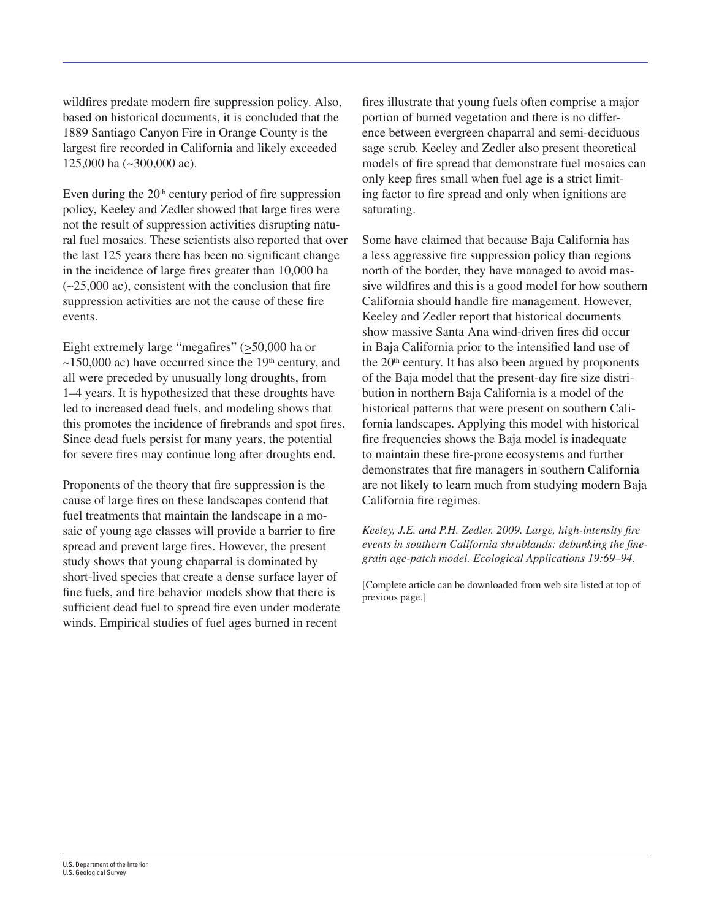wildfires predate modern fire suppression policy. Also, based on historical documents, it is concluded that the 1889 Santiago Canyon Fire in Orange County is the largest fire recorded in California and likely exceeded 125,000 ha (~300,000 ac).

Even during the 20th century period of fire suppression policy, Keeley and Zedler showed that large fires were not the result of suppression activities disrupting natural fuel mosaics. These scientists also reported that over the last 125 years there has been no significant change in the incidence of large fires greater than 10,000 ha (~25,000 ac), consistent with the conclusion that fire suppression activities are not the cause of these fire events.

Eight extremely large "megafires" (≥50,000 ha or ~150,000 ac) have occurred since the 19th century, and all were preceded by unusually long droughts, from 1–4 years. It is hypothesized that these droughts have led to increased dead fuels, and modeling shows that this promotes the incidence of firebrands and spot fires. Since dead fuels persist for many years, the potential for severe fires may continue long after droughts end.

Proponents of the theory that fire suppression is the cause of large fires on these landscapes contend that fuel treatments that maintain the landscape in a mosaic of young age classes will provide a barrier to fire spread and prevent large fires. However, the present study shows that young chaparral is dominated by short-lived species that create a dense surface layer of fine fuels, and fire behavior models show that there is sufficient dead fuel to spread fire even under moderate winds. Empirical studies of fuel ages burned in recent fires illustrate that young fuels often comprise a major portion of burned vegetation and there is no difference between evergreen chaparral and semi-deciduous sage scrub. Keeley and Zedler also present theoretical models of fire spread that demonstrate fuel mosaics can only keep fires small when fuel age is a strict limiting factor to fire spread and only when ignitions are saturating.

Some have claimed that because Baja California has a less aggressive fire suppression policy than regions north of the border, they have managed to avoid massive wildfires and this is a good model for how southern California should handle fire management. However, Keeley and Zedler report that historical documents show massive Santa Ana wind-driven fires did occur in Baja California prior to the intensified land use of the 20th century. It has also been argued by proponents of the Baja model that the present-day fire size distribution in northern Baja California is a model of the historical patterns that were present on southern California landscapes. Applying this model with historical fire frequencies shows the Baja model is inadequate to maintain these fire-prone ecosystems and further demonstrates that fire managers in southern California are not likely to learn much from studying modern Baja California fire regimes.

*Keeley, J.E. and P.H. Zedler. 2009. Large, high-intensity fire events in southern California shrublands: debunking the fine-grain age-patch model. Ecological Applications 19:69–94.*

[Complete article can be downloaded from web site listed at top of previous page.]